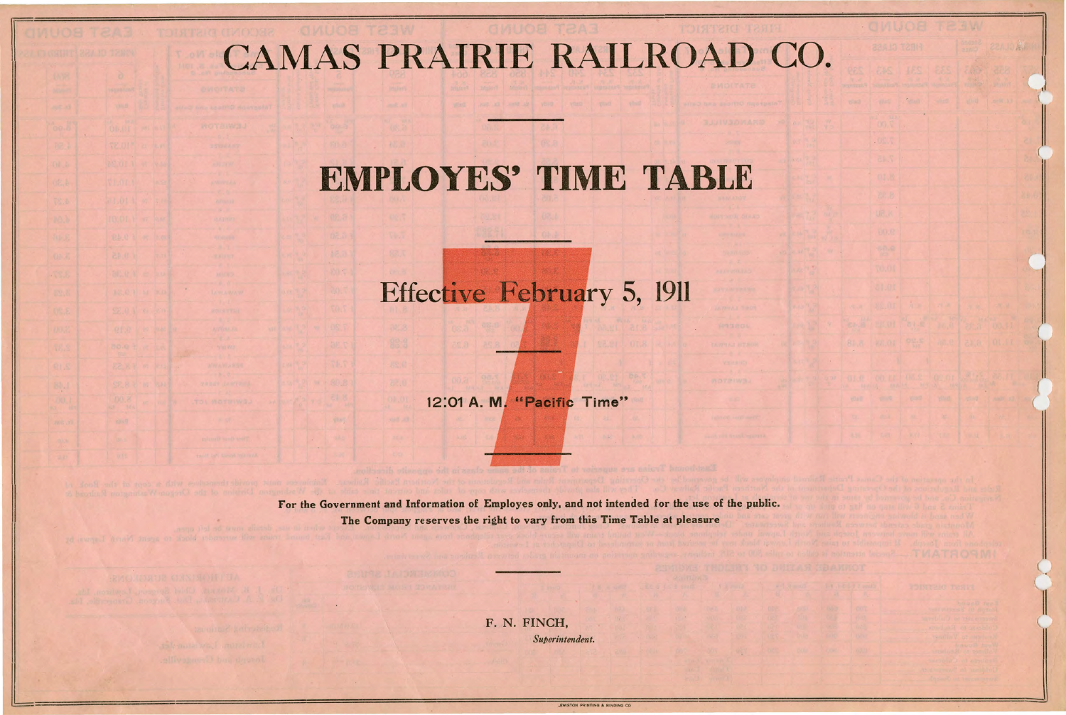# CAMAS PRAIRIE RAILROAD CO.

## EMPLOYES' TIME TABLE

7

### Effective February 5, 1911

12:01 A. M. "Pacific Time"

**For the Government and Information of Employes only, and not intended for the use of the public.**

**The Company reserves the right to vary from this Time Table at pleasure**

F. N. FINCH,
*Superintendent.*

LEWISTON PRINTING & BINDING CO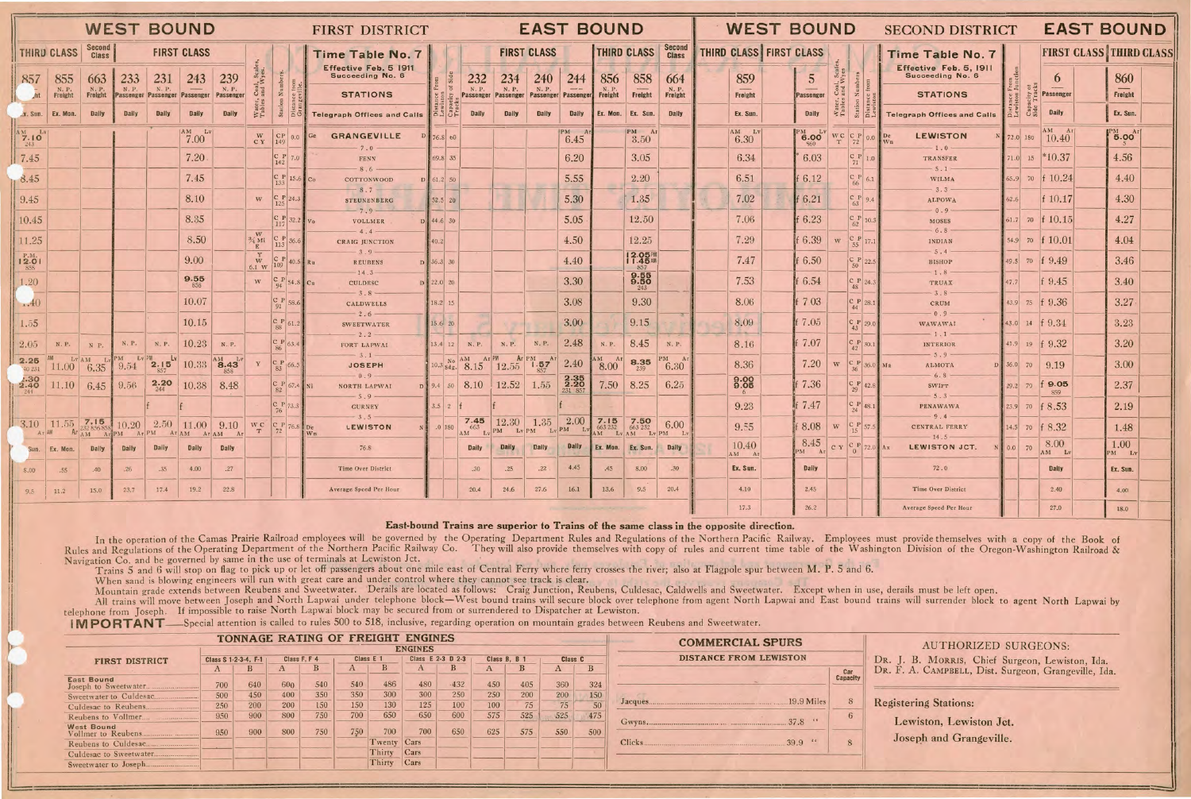# WEST BOUND — FIRST DISTRICT — EAST BOUND

**Time Table No. 7**
Effective Feb. 5 1911
Succeeding No. 6

| 857 N.P. Freight (Third Class) | 855 N.P. Freight (Third Class) | 663 N.P. Freight (Second Class) | 233 N.P. Passenger (First Class) | 231 N.P. Passenger (First Class) | 243 Passenger (First Class) | 239 N.P. Passenger (First Class) | Water, Coal, Scales, Tables and Wyes | Station Numbers | Distance from Grangeville | Telegraph Calls | STATIONS (Telegraph Offices and Calls) | Distance from Lewiston | Capacity of Side Tracks | 232 N.P. Passenger (First Class) | 234 N.P. Passenger (First Class) | 240 N.P. Passenger (First Class) | 244 Passenger (First Class) | 856 N.P. Freight (Third Class) | 858 N.P. Freight (Third Class) | 664 N.P. Freight (Second Class) |
|---|---|---|---|---|---|---|---|---|---|---|---|---|---|---|---|---|---|---|---|---|
| Ex. Sun. | Ex. Mon. | Daily | Daily | Daily | Daily | Daily | | | | | | | | Daily | Daily | Daily | Daily | Ex. Mon. | Ex. Sun. | Daily |
| AM Lv 7.10 (243) | | | | | AM Lv 7.00 | | W CY | CP 149 | 0.0 | Ge | GRANGEVILLE D | 76.8 | 60 | | | | PM Ar 6.45 | | PM Ar 3.50 | |
| | | | | | | | | | | | 7.0 | | | | | | | | | |
| 7.45 | | | | | 7.20 | | | CP 142 | 7.0 | | FENN | 69.8 | 35 | | | | 6.20 | | 3.05 | |
| | | | | | | | | | | | 8.6 | | | | | | | | | |
| 8.45 | | | | | 7.45 | | | CP 133 | 15.6 | Co | COTTONWOOD D | 61.2 | 50 | | | | 5.55 | | 2.20 | |
| | | | | | | | | | | | 8.7 | | | | | | | | | |
| 9.45 | | | | | 8.10 | | W | CP 125 | 24.3 | | STEUNENBERG | 52.5 | 20 | | | | 5.30 | | 1.35 | |
| | | | | | | | | | | | 7.9 | | | | | | | | | |
| 10.45 | | | | | 8.35 | | | CP 117 | 32.2 | Vo | VOLLMER D | 44.6 | 30 | | | | 5.05 | | 12.50 | |
| | | | | | | | | | | | 4.4 | | | | | | | | | |
| 11.25 | | | | | 8.50 | | W 3/4 MI E | CP 113 | 36.6 | | CRAIG JUNCTION | 40.2 | | | | | 4.50 | | 12.25 | |
| | | | | | | | | | | | 3.9 | | | | | | | | | |
| P.M. 12.01 (858) | | | | | 9.00 | | Y W 6.1 W | CP 100 | 40.5 | Ru | REUBENS D | 36.3 | 30 | | | | 4.40 | | 12.05 PM 11.45 AM (857) | |
| | | | | | | | | | | | 14.3 | | | | | | | | | |
| 1.20 | | | | | 9.55 (858) | | W | CP 94 | 54.8 | Cu | CULDESAC D | 22.0 | 20 | | | | 3.30 | | 9.55 9.50 (243) | |
| | | | | | | | | | | | 3.8 | | | | | | | | | |
| 1.40 | | | | | 10.07 | | | CP 91 | 58.6 | | CALDWELLS | 18.2 | 15 | | | | 3.08 | | 9.30 | |
| | | | | | | | | | | | 2.6 | | | | | | | | | |
| 1.55 | | | | | 10.15 | | | CP 88 | 61.2 | | SWEETWATER | 15.6 | 20 | | | | 3.00 | | 9.15 | |
| | | | | | | | | | | | 2.2 | | | | | | | | | |
| 2.05 | N.P. | N.P. | N.P. | N.P. | 10.23 | N.P. | | CP 86 | 63.4 | | FORT LAPWAI | 13.4 | 12 | N.P. | N.P. | N.P. | 2.48 | N.P. | 8.45 | N.P. |
| | | | | | | | | | | | 3.1 | | | | | | | | | |
| AM 2.25 (240 231) | AM Lv 11.00 | AM Lv 6.35 | PM Lv 9.54 | PM Lv 2.15 (857) | 10.33 | AM Lv 8.43 (858) | Y | CP 83 | 66.5 | | JOSEPH | 10.3 | No Sdg. | AM Ar 8.15 | PM Ar 12.55 | Ar 1.57 (857) | 2.40 | AM Ar 8.00 | 8.35 (239) | PM Ar 6.30 |
| | | | | | | | | | | | 0.9 | | | | | | | | | |
| 2.30 2.40 (244) | 11.10 | 6.45 | 9.56 | 2.20 (244) | 10.38 | 8.48 | | CP 82 | 67.4 | Nl | NORTH LAPWAI D | 9.4 | 50 | 8.10 | 12.52 | 1.55 | 2.35 2.20 (231 857) | 7.50 | 8.25 | 6.25 |
| | | | | | | | | | | | 5.9 | | | | | | | | | |
| | | | | f | f | | | CP 76 | 73.3 | | GURNEY | 3.5 | 2 | f | f | | f | | | |
| | | | | | | | | | | | 3.5 | | | | | | | | | |
| AM Ar 3.10 | AM Ar 11.55 | AM Ar 7.15 (232 856 858) | PM Ar 10.20 | PM Ar 2.50 | AM Ar 11.00 | AM Ar 9.10 | W C Y | CP 72 | 76.8 | De Wn | LEWISTON N | .0 | 180 | AM Lv 7.45 (663) | PM Lv 12.30 | PM Lv 1.35 | PM Lv 2.00 | AM Lv 7.15 (663 232) | AM Lv 7.50 (663 232) | PM Lv 6.00 |
| Ex. Sun. | Ex. Mon. | Daily | Daily | Daily | Daily | Daily | | | | | 76.8 | | | Daily | Daily | Daily | Daily | Ex. Mon. | Ex. Sun. | Daily |
| 8.00 | .55 | .40 | .26 | .35 | 4.00 | .27 | | | | | Time Over District | | | .30 | .25 | .22 | 4.45 | .45 | 8.00 | .30 |
| 9.5 | 11.2 | 15.0 | 23.7 | 17.4 | 19.2 | 22.8 | | | | | Average Speed Per Hour | | | 20.4 | 24.6 | 27.6 | 16.1 | 13.6 | 9.5 | 20.4 |

# WEST BOUND — SECOND DISTRICT — EAST BOUND

**Time Table No. 7**
Effective Feb. 5, 1911
Succeeding No. 6

| 859 Freight (Third Class) | 5 Passenger (First Class) | Water, Coal, Scales, Tables and Wyes | Station Numbers | Distance from Lewiston | Telegraph Calls | STATIONS (Telegraph Offices and Calls) | Distance from Lewiston Junction | Capacity of Side Tracks | 6 Passenger (First Class) | 860 Freight (Third Class) |
|---|---|---|---|---|---|---|---|---|---|---|
| Ex. Sun. | Daily | | | | | | | | Daily | Ex. Sun. |
| AM Lv 6.30 | PM Lv 6.00 (860) | W C T | CP 72 | 0.0 | De Wn | LEWISTON N | 72.0 | 180 | AM Ar 10.40 (5) | PM Ar 5.00 |
| | | | | | | 1.0 | | | | |
| 6.34 | 6.03 | | CP 71 | 1.0 | | TRANSFER | 71.0 | 15 | *10.37 | 4.56 |
| | | | | | | 5.1 | | | | |
| 6.51 | f 6.12 | | CP 66 | 6.1 | | WILMA | 65.9 | 70 | f 10.24 | 4.40 |
| | | | | | | 3.3 | | | | |
| 7.02 | f 6.21 | | CP 63 | 9.4 | | ALPOWA | 62.6 | | f 10.17 | 4.30 |
| | | | | | | 0.9 | | | | |
| 7.06 | f 6.23 | | CP 62 | 10.3 | | MOSES | 61.7 | 70 | f 10.15 | 4.27 |
| | | | | | | 6.8 | | | | |
| 7.29 | f 6.39 | W | CP 55 | 17.1 | | INDIAN | 54.9 | 70 | f 10.01 | 4.04 |
| | | | | | | 5.4 | | | | |
| 7.47 | f 6.50 | | CP 50 | 22.5 | | BISHOP | 49.5 | 70 | f 9.49 | 3.46 |
| | | | | | | 1.8 | | | | |
| 7.53 | f 6.54 | | CP 48 | 24.3 | | TRUAX | 47.7 | | f 9.45 | 3.40 |
| | | | | | | 3.8 | | | | |
| 8.06 | f 7.03 | | CP 44 | 28.1 | | CRUM | 43.9 | 75 | f 9.36 | 3.27 |
| | | | | | | 0.9 | | | | |
| 8.09 | f 7.05 | | CP 43 | 29.0 | | WAWAWAI | 43.0 | 14 | f 9.34 | 3.23 |
| | | | | | | 1.1 | | | | |
| 8.16 | f 7.07 | | CP 42 | 30.1 | | INTERIOR | 41.9 | 19 | f 9.32 | 3.20 |
| | | | | | | 5.9 | | | | |
| 8.36 | 7.20 | W | CP 36 | 36.0 | Ma | ALMOTA D | 36.0 | 70 | 9.19 | 3.00 |
| | | | | | | 6.8 | | | | |
| 9.00 9.05 (6) | f 7.36 | | CP 29 | 42.8 | | SWIFT | 29.2 | 70 | f 9.05 (859) | 2.37 |
| | | | | | | 5.3 | | | | |
| 9.23 | f 7.47 | | CP 24 | 48.1 | | PENAWAWA | 23.9 | 70 | f 8.53 | 2.19 |
| | | | | | | 9.4 | | | | |
| 9.55 | f 8.08 | W | CP 15 | 57.5 | | CENTRAL FERRY | 14.5 | 70 | f 8.32 | 1.48 |
| | | | | | | 14.5 | | | | |
| AM Ar 10.40 | PM Ar 8.45 | C Y | CP 0 | 72.0 | Ax | LEWISTON JCT. N | 0.0 | 70 | AM Lv 8.00 | PM Lv 1.00 |
| Ex. Sun. | Daily | | | | | 72.0 | | | Daily | Ex. Sun. |
| 4.10 | 2.45 | | | | | Time Over District | | | 2.40 | 4.00 |
| 17.3 | 26.2 | | | | | Average Speed Per Hour | | | 27.0 | 18.0 |

**East-bound Trains are superior to Trains of the same class in the opposite direction.**

In the operation of the Camas Prairie Railroad employees will be governed by the Operating Department Rules and Regulations of the Northern Pacific Railway. Employees must provide themselves with a copy of the Book of Rules and Regulations of the Operating Department of the Northern Pacific Railway Co. They will also provide themselves with copy of rules and current time table of the Washington Division of the Oregon-Washington Railroad & Navigation Co. and be governed by same in the use of terminals at Lewiston Jct.

Trains 5 and 6 will stop on flag to pick up or let off passengers about one mile east of Central Ferry where ferry crosses the river; also at Flagpole spur between M. P. 5 and 6.

When sand is blowing engineers will run with great care and under control where they cannot see track is clear.

Mountain grade extends between Reubens and Sweetwater. Derails are located as follows: Craig Junction, Reubens, Culdesac, Caldwells and Sweetwater. Except when in use, derails must be left open.

All trains will move between Joseph and North Lapwai under telephone block—West bound trains will secure block over telephone from agent North Lapwai and East bound trains will surrender block to agent North Lapwai by telephone from Joseph. If impossible to raise North Lapwai block may be secured from or surrendered to Dispatcher at Lewiston.

**IMPORTANT**—Special attention is called to rules 500 to 518, inclusive, regarding operation on mountain grades between Reubens and Sweetwater.

## TONNAGE RATING OF FREIGHT ENGINES

| FIRST DISTRICT | Class S 1-2-3-4, F-1 A | Class S 1-2-3-4, F-1 B | Class F, F 4 A | Class F, F 4 B | Class E 1 A | Class E 1 B | Class E 2-3 D 2-3 A | Class E 2-3 D 2-3 B | Class B, B 1 A | Class B, B 1 B | Class C A | Class C B |
|---|---|---|---|---|---|---|---|---|---|---|---|---|
| **East Bound** Joseph to Sweetwater | 700 | 640 | 600 | 540 | 540 | 486 | 480 | 432 | 450 | 405 | 360 | 324 |
| Sweetwater to Culdesac | 500 | 450 | 400 | 350 | 350 | 300 | 300 | 250 | 250 | 200 | 200 | 150 |
| Culdesac to Reubens | 250 | 200 | 200 | 150 | 150 | 130 | 125 | 100 | 100 | 75 | 75 | 50 |
| Reubens to Vollmer | 950 | 900 | 800 | 750 | 700 | 650 | 650 | 600 | 575 | 525 | 525 | 475 |
| **West Bound** Vollmer to Reubens | 950 | 900 | 800 | 750 | 750 | 700 | 700 | 650 | 625 | 575 | 550 | 500 |
| Reubens to Culdesac | | | | | | Twenty | Cars | | | | | |
| Culdesac to Sweetwater | | | | | | Thirty | Cars | | | | | |
| Sweetwater to Joseph | | | | | | Thirty | Cars | | | | | |

## COMMERCIAL SPURS

| DISTANCE FROM LEWISTON | | Car Capacity |
|---|---|---|
| Jacques | 19.9 Miles | 8 |
| Gwyns | 37.8 " | 6 |
| Clicks | 39.9 " | 8 |

## AUTHORIZED SURGEONS:

Dr. J. B. Morris, Chief Surgeon, Lewiston, Ida.
Dr. F. A. Campbell, Dist. Surgeon, Grangeville, Ida.

**Registering Stations:**

Lewiston, Lewiston Jct.
Joseph and Grangeville.